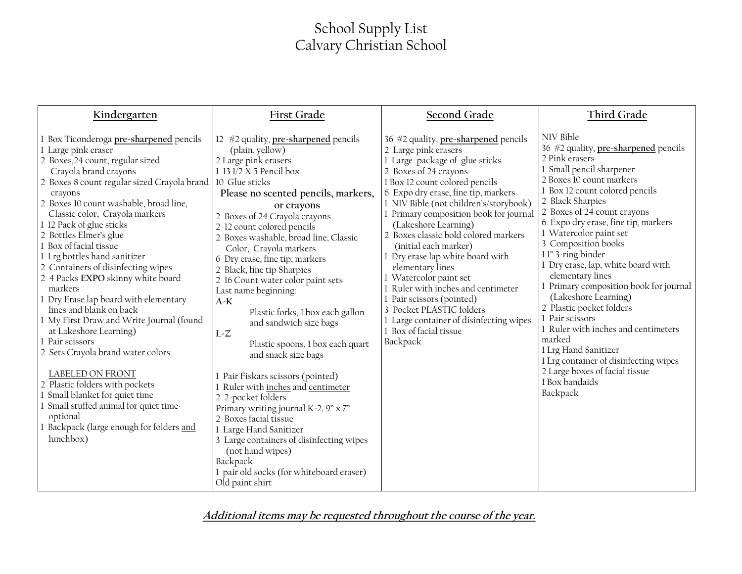# School Supply List
## Calvary Christian School

| Kindergarten | First Grade | Second Grade | Third Grade |
|---|---|---|---|
| 1 Box Ticonderoga **pre-sharpened** pencils<br>1 Large pink eraser<br>2 Boxes,24 count, regular sized Crayola brand crayons<br>2 Boxes 8 count regular sized Crayola brand crayons<br>2 Boxes 10 count washable, broad line, Classic color, Crayola markers<br>1 12 Pack of glue sticks<br>2 Bottles Elmer's glue<br>1 Box of facial tissue<br>1 Lrg bottles hand sanitizer<br>2 Containers of disinfecting wipes<br>2 4 Packs **EXPO** skinny white board markers<br>1 Dry Erase lap board with elementary lines and blank on back<br>1 My First Draw and Write Journal (found at Lakeshore Learning)<br>1 Pair scissors<br>2 Sets Crayola brand water colors<br><br>LABELED ON FRONT<br>2 Plastic folders with pockets<br>1 Small blanket for quiet time<br>1 Small stuffed animal for quiet time-optional<br>1 Backpack (large enough for folders and lunchbox) | 12 #2 quality, **pre-sharpened** pencils (plain, yellow)<br>2 Large pink erasers<br>1 13 1/2 X 5 Pencil box<br>10 Glue sticks<br>**Please no scented pencils, markers, or crayons**<br>2 Boxes of 24 Crayola crayons<br>2 12 count colored pencils<br>2 Boxes washable, broad line, Classic Color, Crayola markers<br>6 Dry erase, fine tip, markers<br>2 Black, fine tip Sharpies<br>2 16 Count water color paint sets<br>Last name beginning:<br>A-K<br>Plastic forks, 1 box each gallon and sandwich size bags<br>L-Z<br>Plastic spoons, 1 box each quart and snack size bags<br><br>1 Pair Fiskars scissors (pointed)<br>1 Ruler with inches and centimeter<br>2 2-pocket folders<br>Primary writing journal K-2, 9" x 7"<br>2 Boxes facial tissue<br>1 Large Hand Sanitizer<br>3 Large containers of disinfecting wipes (not hand wipes)<br>Backpack<br>1 pair old socks (for whiteboard eraser)<br>Old paint shirt | 36 #2 quality, **pre-sharpened** pencils<br>2 Large pink erasers<br>1 Large package of glue sticks<br>2 Boxes of 24 crayons<br>1 Box 12 count colored pencils<br>6 Expo dry erase, fine tip, markers<br>1 NIV Bible (not children's/storybook)<br>1 Primary composition book for journal (Lakeshore Learning)<br>2 Boxes classic bold colored markers (initial each marker)<br>1 Dry erase lap white board with elementary lines<br>1 Watercolor paint set<br>1 Ruler with inches and centimeter<br>1 Pair scissors (pointed)<br>3 Pocket PLASTIC folders<br>1 Large container of disinfecting wipes<br>1 Box of facial tissue<br>Backpack | NIV Bible<br>36 #2 quality, **pre-sharpened** pencils<br>2 Pink erasers<br>1 Small pencil sharpener<br>2 Boxes 10 count markers<br>1 Box 12 count colored pencils<br>2 Black Sharpies<br>2 Boxes of 24 count crayons<br>6 Expo dry erase, fine tip, markers<br>1 Watercolor paint set<br>3 Composition books<br>1 1" 3-ring binder<br>1 Dry erase, lap, white board with elementary lines<br>1 Primary composition book for journal (Lakeshore Learning)<br>2 Plastic pocket folders<br>1 Pair scissors<br>1 Ruler with inches and centimeters marked<br>1 Lrg Hand Sanitizer<br>1 Lrg container of disinfecting wipes<br>2 Large boxes of facial tissue<br>1 Box bandaids<br>Backpack |

***Additional items may be requested throughout the course of the year.***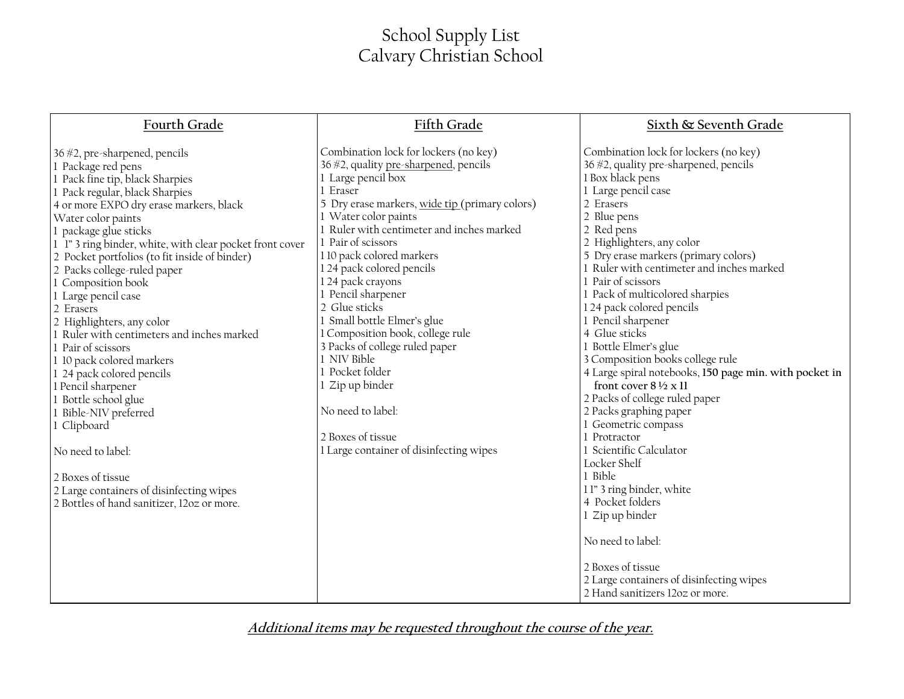# School Supply List
# Calvary Christian School

## Fourth Grade

36 #2, pre-sharpened, pencils
1 Package red pens
1 Pack fine tip, black Sharpies
1 Pack regular, black Sharpies
4 or more EXPO dry erase markers, black
Water color paints
1 package glue sticks
1 1" 3 ring binder, white, with clear pocket front cover
2 Pocket portfolios (to fit inside of binder)
2 Packs college-ruled paper
1 Composition book
1 Large pencil case
2 Erasers
2 Highlighters, any color
1 Ruler with centimeters and inches marked
1 Pair of scissors
1 10 pack colored markers
1 24 pack colored pencils
1 Pencil sharpener
1 Bottle school glue
1 Bible-NIV preferred
1 Clipboard

No need to label:

2 Boxes of tissue
2 Large containers of disinfecting wipes
2 Bottles of hand sanitizer, 12oz or more.

## Fifth Grade

Combination lock for lockers (no key)
36 #2, quality pre-sharpened, pencils
1 Large pencil box
1 Eraser
5 Dry erase markers, wide tip (primary colors)
1 Water color paints
1 Ruler with centimeter and inches marked
1 Pair of scissors
1 10 pack colored markers
1 24 pack colored pencils
1 24 pack crayons
1 Pencil sharpener
2 Glue sticks
1 Small bottle Elmer's glue
1 Composition book, college rule
3 Packs of college ruled paper
1 NIV Bible
1 Pocket folder
1 Zip up binder

No need to label:

2 Boxes of tissue
1 Large container of disinfecting wipes

## Sixth & Seventh Grade

Combination lock for lockers (no key)
36 #2, quality pre-sharpened, pencils
1 Box black pens
1 Large pencil case
2 Erasers
2 Blue pens
2 Red pens
2 Highlighters, any color
5 Dry erase markers (primary colors)
1 Ruler with centimeter and inches marked
1 Pair of scissors
1 Pack of multicolored sharpies
1 24 pack colored pencils
1 Pencil sharpener
4 Glue sticks
1 Bottle Elmer's glue
3 Composition books college rule
4 Large spiral notebooks, **150 page min. with pocket in front cover 8 ½ x 11**
2 Packs of college ruled paper
2 Packs graphing paper
1 Geometric compass
1 Protractor
1 Scientific Calculator
Locker Shelf
1 Bible
1 1" 3 ring binder, white
4 Pocket folders
1 Zip up binder

No need to label:

2 Boxes of tissue
2 Large containers of disinfecting wipes
2 Hand sanitizers 12oz or more.

***Additional items may be requested throughout the course of the year.***